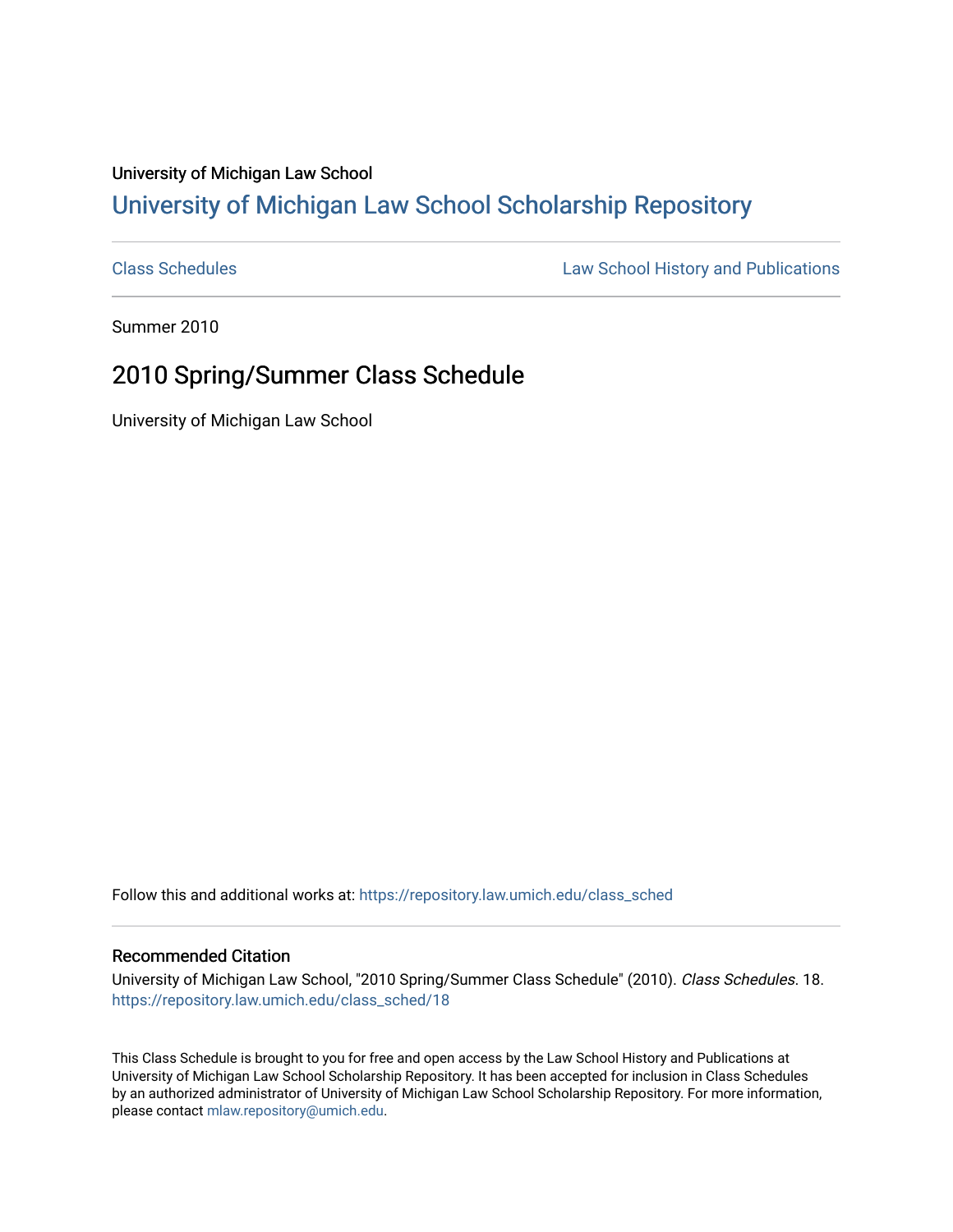University of Michigan Law School

## University of Michigan Law School Scholarship Repository

Class Schedules | Law School History and Publications

Summer 2010

# 2010 Spring/Summer Class Schedule

University of Michigan Law School

Follow this and additional works at: https://repository.law.umich.edu/class_sched

### Recommended Citation

University of Michigan Law School, "2010 Spring/Summer Class Schedule" (2010). *Class Schedules*. 18.
https://repository.law.umich.edu/class_sched/18

This Class Schedule is brought to you for free and open access by the Law School History and Publications at University of Michigan Law School Scholarship Repository. It has been accepted for inclusion in Class Schedules by an authorized administrator of University of Michigan Law School Scholarship Repository. For more information, please contact mlaw.repository@umich.edu.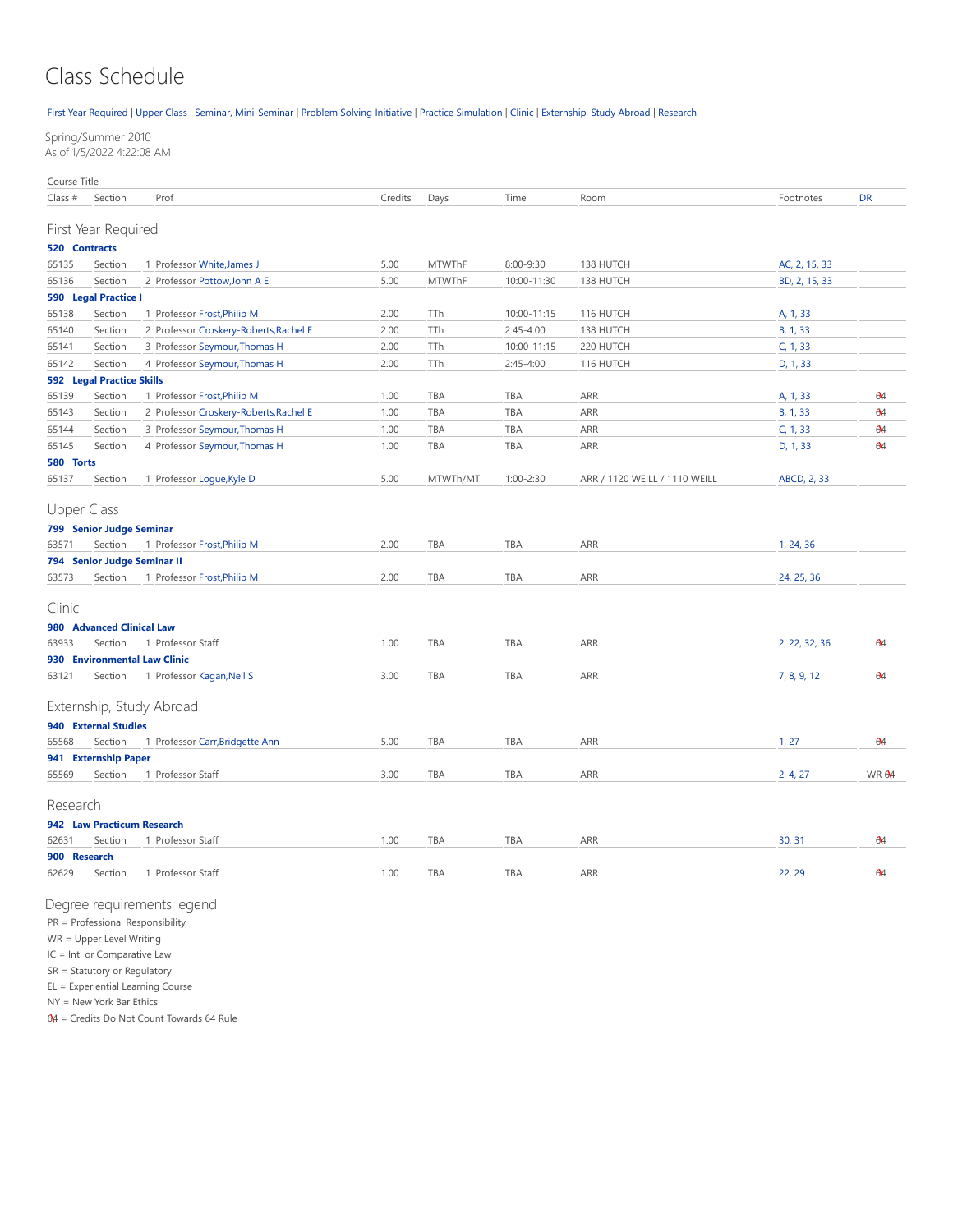# Class Schedule

First Year Required | Upper Class | Seminar, Mini-Seminar | Problem Solving Initiative | Practice Simulation | Clinic | Externship, Study Abroad | Research

Spring/Summer 2010
As of 1/5/2022 4:22:08 AM

| Class # | Section | | Prof | Credits | Days | Time | Room | Footnotes | DR |
|---|---|---|---|---|---|---|---|---|---|
| **First Year Required** | | | | | | | | | |
| **520 Contracts** | | | | | | | | | |
| 65135 | Section | 1 | Professor White,James J | 5.00 | MTWThF | 8:00-9:30 | 138 HUTCH | AC, 2, 15, 33 | |
| 65136 | Section | 2 | Professor Pottow,John A E | 5.00 | MTWThF | 10:00-11:30 | 138 HUTCH | BD, 2, 15, 33 | |
| **590 Legal Practice I** | | | | | | | | | |
| 65138 | Section | 1 | Professor Frost,Philip M | 2.00 | TTh | 10:00-11:15 | 116 HUTCH | A, 1, 33 | |
| 65140 | Section | 2 | Professor Croskery-Roberts,Rachel E | 2.00 | TTh | 2:45-4:00 | 138 HUTCH | B, 1, 33 | |
| 65141 | Section | 3 | Professor Seymour,Thomas H | 2.00 | TTh | 10:00-11:15 | 220 HUTCH | C, 1, 33 | |
| 65142 | Section | 4 | Professor Seymour,Thomas H | 2.00 | TTh | 2:45-4:00 | 116 HUTCH | D, 1, 33 | |
| **592 Legal Practice Skills** | | | | | | | | | |
| 65139 | Section | 1 | Professor Frost,Philip M | 1.00 | TBA | TBA | ARR | A, 1, 33 | 64 |
| 65143 | Section | 2 | Professor Croskery-Roberts,Rachel E | 1.00 | TBA | TBA | ARR | B, 1, 33 | 64 |
| 65144 | Section | 3 | Professor Seymour,Thomas H | 1.00 | TBA | TBA | ARR | C, 1, 33 | 64 |
| 65145 | Section | 4 | Professor Seymour,Thomas H | 1.00 | TBA | TBA | ARR | D, 1, 33 | 64 |
| **580 Torts** | | | | | | | | | |
| 65137 | Section | 1 | Professor Logue,Kyle D | 5.00 | MTWTh/MT | 1:00-2:30 | ARR / 1120 WEILL / 1110 WEILL | ABCD, 2, 33 | |
| **Upper Class** | | | | | | | | | |
| **799 Senior Judge Seminar** | | | | | | | | | |
| 63571 | Section | 1 | Professor Frost,Philip M | 2.00 | TBA | TBA | ARR | 1, 24, 36 | |
| **794 Senior Judge Seminar II** | | | | | | | | | |
| 63573 | Section | 1 | Professor Frost,Philip M | 2.00 | TBA | TBA | ARR | 24, 25, 36 | |
| **Clinic** | | | | | | | | | |
| **980 Advanced Clinical Law** | | | | | | | | | |
| 63933 | Section | 1 | Professor Staff | 1.00 | TBA | TBA | ARR | 2, 22, 32, 36 | 64 |
| **930 Environmental Law Clinic** | | | | | | | | | |
| 63121 | Section | 1 | Professor Kagan,Neil S | 3.00 | TBA | TBA | ARR | 7, 8, 9, 12 | 64 |
| **Externship, Study Abroad** | | | | | | | | | |
| **940 External Studies** | | | | | | | | | |
| 65568 | Section | 1 | Professor Carr,Bridgette Ann | 5.00 | TBA | TBA | ARR | 1, 27 | 64 |
| **941 Externship Paper** | | | | | | | | | |
| 65569 | Section | 1 | Professor Staff | 3.00 | TBA | TBA | ARR | 2, 4, 27 | WR 64 |
| **Research** | | | | | | | | | |
| **942 Law Practicum Research** | | | | | | | | | |
| 62631 | Section | 1 | Professor Staff | 1.00 | TBA | TBA | ARR | 30, 31 | 64 |
| **900 Research** | | | | | | | | | |
| 62629 | Section | 1 | Professor Staff | 1.00 | TBA | TBA | ARR | 22, 29 | 64 |

## Degree requirements legend

PR = Professional Responsibility
WR = Upper Level Writing
IC = Intl or Comparative Law
SR = Statutory or Regulatory
EL = Experiential Learning Course
NY = New York Bar Ethics
64 = Credits Do Not Count Towards 64 Rule